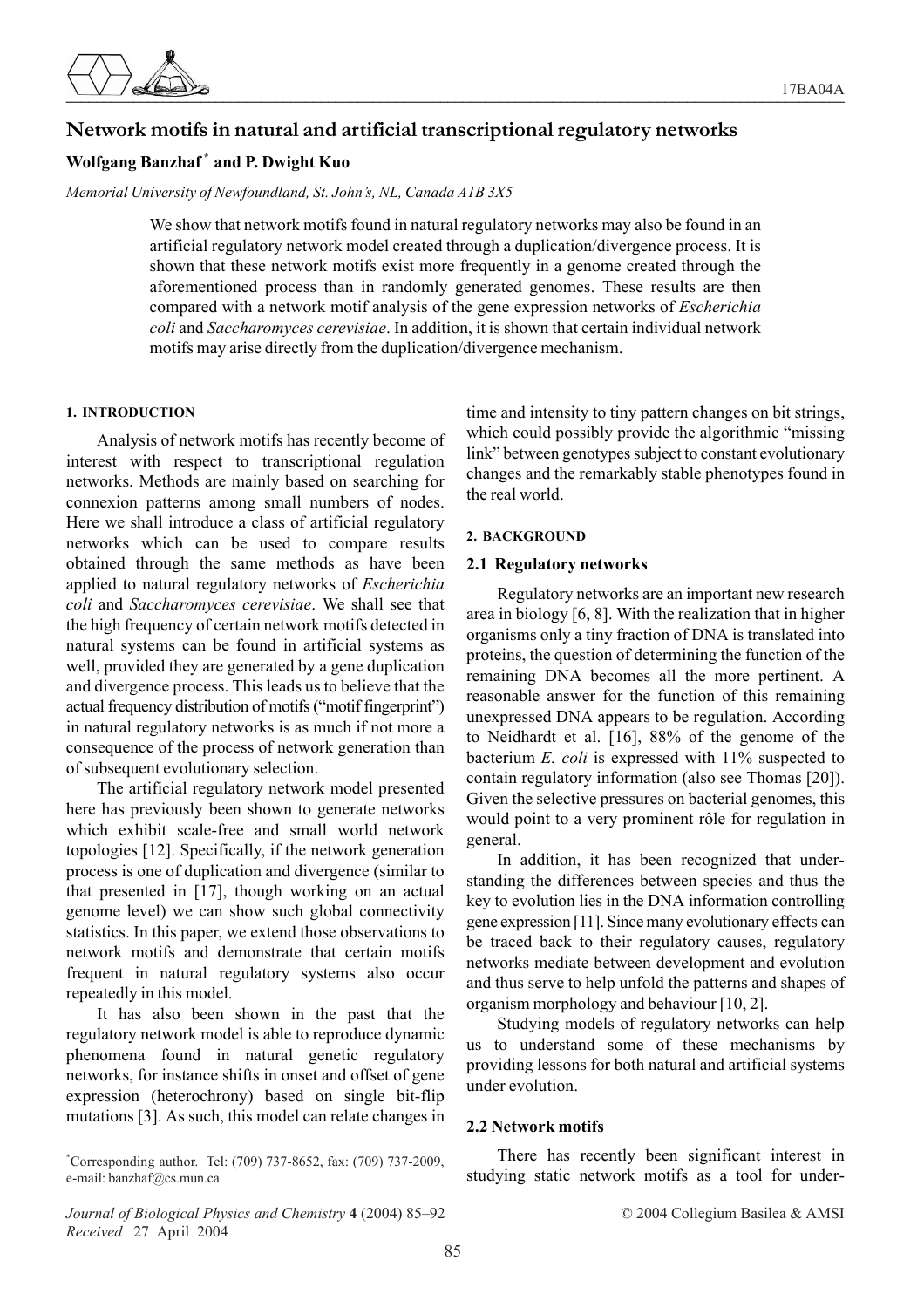# Network motifs in natural and artificial transcriptional regulatory networks

**Wolfgang Banzhaf [*] and P. Dwight Kuo**

*Memorial University of Newfoundland, St. John's, NL, Canada A1B 3X5*

We show that network motifs found in natural regulatory networks may also be found in an artificial regulatory network model created through a duplication/divergence process. It is shown that these network motifs exist more frequently in a genome created through the aforementioned process than in randomly generated genomes. These results are then compared with a network motif analysis of the gene expression networks of *Escherichia coli* and *Saccharomyces cerevisiae*. In addition, it is shown that certain individual network motifs may arise directly from the duplication/divergence mechanism.

## 1. INTRODUCTION

Analysis of network motifs has recently become of interest with respect to transcriptional regulation networks. Methods are mainly based on searching for connexion patterns among small numbers of nodes. Here we shall introduce a class of artificial regulatory networks which can be used to compare results obtained through the same methods as have been applied to natural regulatory networks of *Escherichia coli* and *Saccharomyces cerevisiae*. We shall see that the high frequency of certain network motifs detected in natural systems can be found in artificial systems as well, provided they are generated by a gene duplication and divergence process. This leads us to believe that the actual frequency distribution of motifs ("motif fingerprint") in natural regulatory networks is as much if not more a consequence of the process of network generation than of subsequent evolutionary selection.

The artificial regulatory network model presented here has previously been shown to generate networks which exhibit scale-free and small world network topologies [12]. Specifically, if the network generation process is one of duplication and divergence (similar to that presented in [17], though working on an actual genome level) we can show such global connectivity statistics. In this paper, we extend those observations to network motifs and demonstrate that certain motifs frequent in natural regulatory systems also occur repeatedly in this model.

It has also been shown in the past that the regulatory network model is able to reproduce dynamic phenomena found in natural genetic regulatory networks, for instance shifts in onset and offset of gene expression (heterochrony) based on single bit-flip mutations [3]. As such, this model can relate changes in time and intensity to tiny pattern changes on bit strings, which could possibly provide the algorithmic "missing link" between genotypes subject to constant evolutionary changes and the remarkably stable phenotypes found in the real world.

## 2. BACKGROUND

### 2.1 Regulatory networks

Regulatory networks are an important new research area in biology [6, 8]. With the realization that in higher organisms only a tiny fraction of DNA is translated into proteins, the question of determining the function of the remaining DNA becomes all the more pertinent. A reasonable answer for the function of this remaining unexpressed DNA appears to be regulation. According to Neidhardt et al. [16], 88% of the genome of the bacterium *E. coli* is expressed with 11% suspected to contain regulatory information (also see Thomas [20]). Given the selective pressures on bacterial genomes, this would point to a very prominent rôle for regulation in general.

In addition, it has been recognized that understanding the differences between species and thus the key to evolution lies in the DNA information controlling gene expression [11]. Since many evolutionary effects can be traced back to their regulatory causes, regulatory networks mediate between development and evolution and thus serve to help unfold the patterns and shapes of organism morphology and behaviour [10, 2].

Studying models of regulatory networks can help us to understand some of these mechanisms by providing lessons for both natural and artificial systems under evolution.

### 2.2 Network motifs

There has recently been significant interest in studying static network motifs as a tool for under-

[*] Corresponding author. Tel: (709) 737-8652, fax: (709) 737-2009, e-mail: banzhaf@cs.mun.ca

*Received* 27 April 2004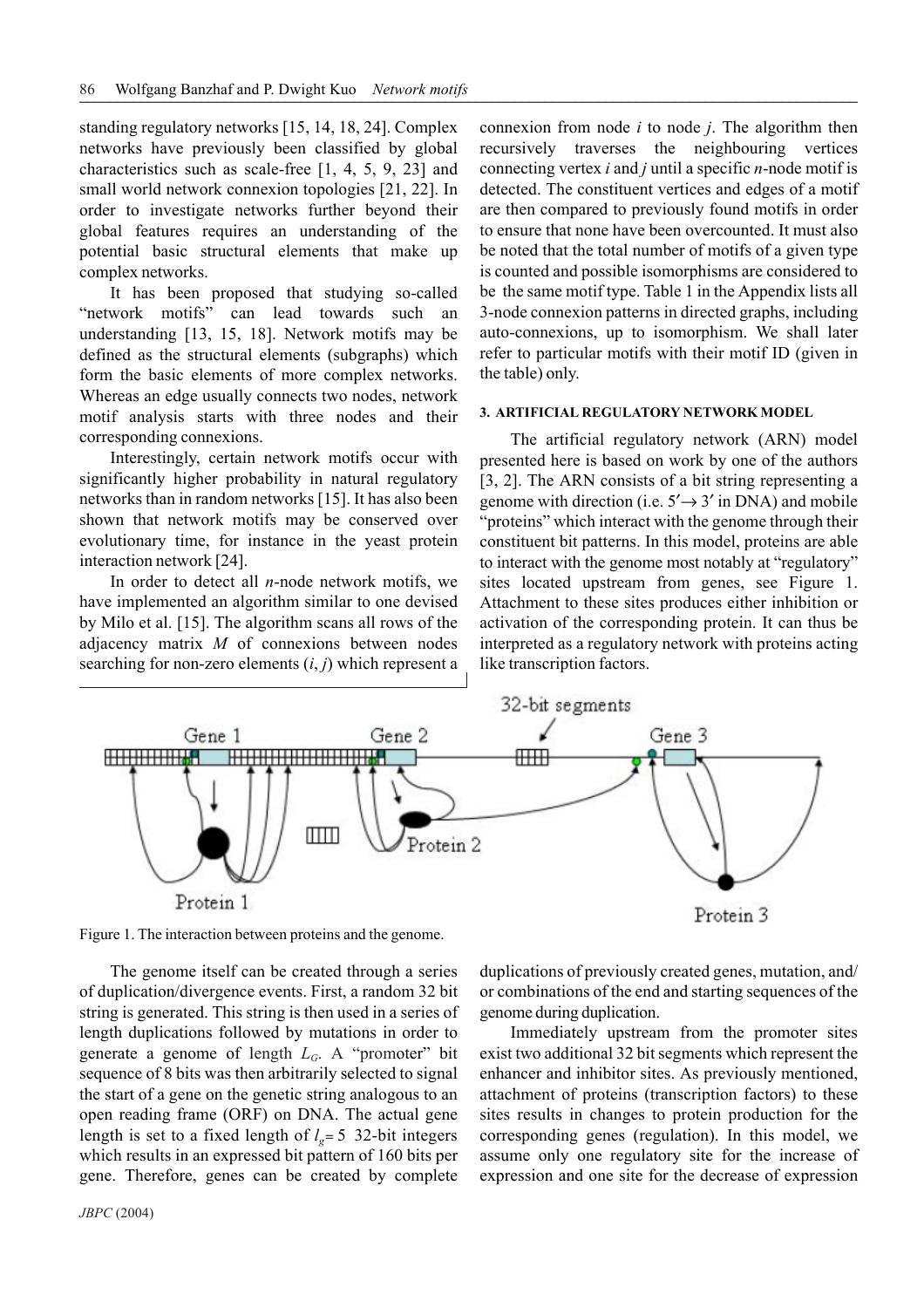standing regulatory networks [15, 14, 18, 24]. Complex networks have previously been classified by global characteristics such as scale-free [1, 4, 5, 9, 23] and small world network connexion topologies [21, 22]. In order to investigate networks further beyond their global features requires an understanding of the potential basic structural elements that make up complex networks.

It has been proposed that studying so-called "network motifs" can lead towards such an understanding [13, 15, 18]. Network motifs may be defined as the structural elements (subgraphs) which form the basic elements of more complex networks. Whereas an edge usually connects two nodes, network motif analysis starts with three nodes and their corresponding connexions.

Interestingly, certain network motifs occur with significantly higher probability in natural regulatory networks than in random networks [15]. It has also been shown that network motifs may be conserved over evolutionary time, for instance in the yeast protein interaction network [24].

In order to detect all *n*-node network motifs, we have implemented an algorithm similar to one devised by Milo et al. [15]. The algorithm scans all rows of the adjacency matrix *M* of connexions between nodes searching for non-zero elements $(i, j)$ which represent a connexion from node *i* to node *j*. The algorithm then recursively traverses the neighbouring vertices connecting vertex *i* and *j* until a specific *n*-node motif is detected. The constituent vertices and edges of a motif are then compared to previously found motifs in order to ensure that none have been overcounted. It must also be noted that the total number of motifs of a given type is counted and possible isomorphisms are considered to be the same motif type. Table 1 in the Appendix lists all 3-node connexion patterns in directed graphs, including auto-connexions, up to isomorphism. We shall later refer to particular motifs with their motif ID (given in the table) only.

### 3. ARTIFICIAL REGULATORY NETWORK MODEL

The artificial regulatory network (ARN) model presented here is based on work by one of the authors [3, 2]. The ARN consists of a bit string representing a genome with direction (i.e. $5' \rightarrow 3'$ in DNA) and mobile "proteins" which interact with the genome through their constituent bit patterns. In this model, proteins are able to interact with the genome most notably at "regulatory" sites located upstream from genes, see Figure 1. Attachment to these sites produces either inhibition or activation of the corresponding protein. It can thus be interpreted as a regulatory network with proteins acting like transcription factors.

Figure 1. The interaction between proteins and the genome.

The genome itself can be created through a series of duplication/divergence events. First, a random 32 bit string is generated. This string is then used in a series of length duplications followed by mutations in order to generate a genome of length $L_G$. A "promoter" bit sequence of 8 bits was then arbitrarily selected to signal the start of a gene on the genetic string analogous to an open reading frame (ORF) on DNA. The actual gene length is set to a fixed length of $l_g = 5$ 32-bit integers which results in an expressed bit pattern of 160 bits per gene. Therefore, genes can be created by complete duplications of previously created genes, mutation, and/or combinations of the end and starting sequences of the genome during duplication.

Immediately upstream from the promoter sites exist two additional 32 bit segments which represent the enhancer and inhibitor sites. As previously mentioned, attachment of proteins (transcription factors) to these sites results in changes to protein production for the corresponding genes (regulation). In this model, we assume only one regulatory site for the increase of expression and one site for the decrease of expression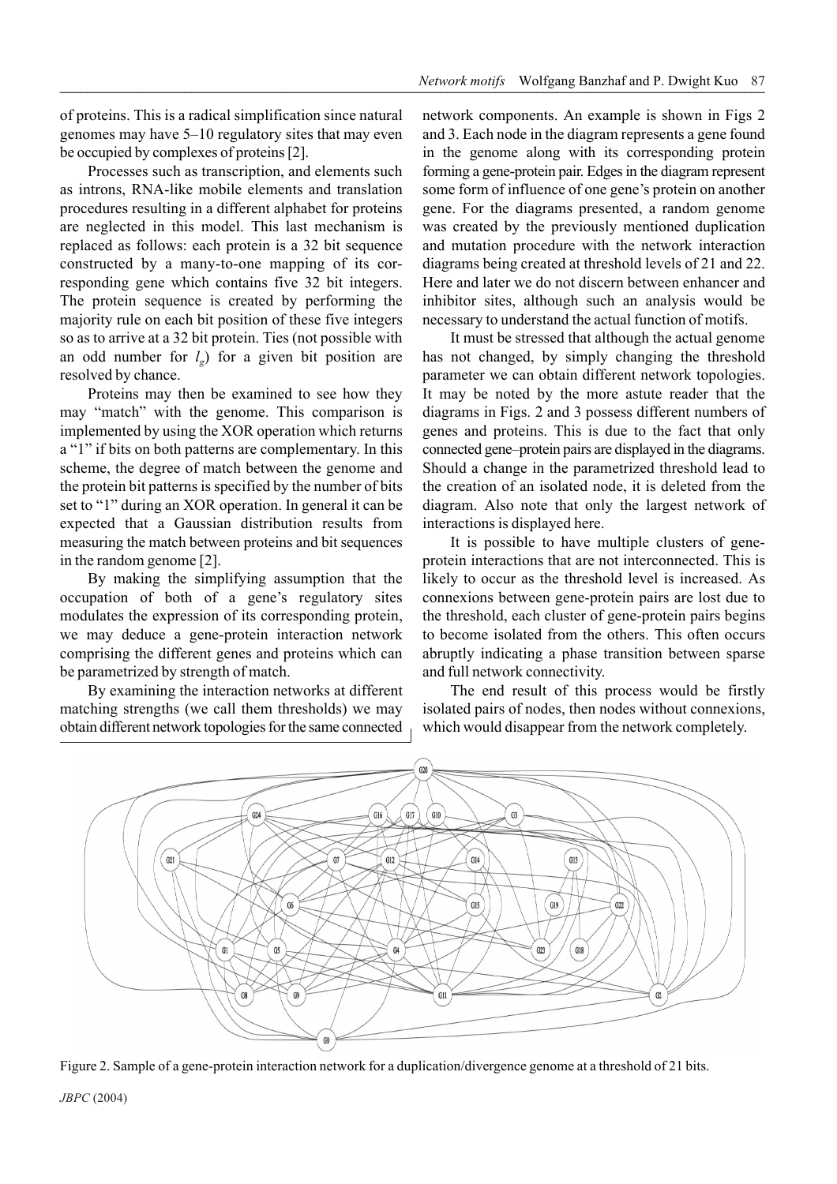of proteins. This is a radical simplification since natural genomes may have 5–10 regulatory sites that may even be occupied by complexes of proteins [2].

Processes such as transcription, and elements such as introns, RNA-like mobile elements and translation procedures resulting in a different alphabet for proteins are neglected in this model. This last mechanism is replaced as follows: each protein is a 32 bit sequence constructed by a many-to-one mapping of its corresponding gene which contains five 32 bit integers. The protein sequence is created by performing the majority rule on each bit position of these five integers so as to arrive at a 32 bit protein. Ties (not possible with an odd number for $l_g$) for a given bit position are resolved by chance.

Proteins may then be examined to see how they may "match" with the genome. This comparison is implemented by using the XOR operation which returns a "1" if bits on both patterns are complementary. In this scheme, the degree of match between the genome and the protein bit patterns is specified by the number of bits set to "1" during an XOR operation. In general it can be expected that a Gaussian distribution results from measuring the match between proteins and bit sequences in the random genome [2].

By making the simplifying assumption that the occupation of both of a gene's regulatory sites modulates the expression of its corresponding protein, we may deduce a gene-protein interaction network comprising the different genes and proteins which can be parametrized by strength of match.

By examining the interaction networks at different matching strengths (we call them thresholds) we may obtain different network topologies for the same connected network components. An example is shown in Figs 2 and 3. Each node in the diagram represents a gene found in the genome along with its corresponding protein forming a gene-protein pair. Edges in the diagram represent some form of influence of one gene's protein on another gene. For the diagrams presented, a random genome was created by the previously mentioned duplication and mutation procedure with the network interaction diagrams being created at threshold levels of 21 and 22. Here and later we do not discern between enhancer and inhibitor sites, although such an analysis would be necessary to understand the actual function of motifs.

It must be stressed that although the actual genome has not changed, by simply changing the threshold parameter we can obtain different network topologies. It may be noted by the more astute reader that the diagrams in Figs. 2 and 3 possess different numbers of genes and proteins. This is due to the fact that only connected gene–protein pairs are displayed in the diagrams. Should a change in the parametrized threshold lead to the creation of an isolated node, it is deleted from the diagram. Also note that only the largest network of interactions is displayed here.

It is possible to have multiple clusters of gene-protein interactions that are not interconnected. This is likely to occur as the threshold level is increased. As connexions between gene-protein pairs are lost due to the threshold, each cluster of gene-protein pairs begins to become isolated from the others. This often occurs abruptly indicating a phase transition between sparse and full network connectivity.

The end result of this process would be firstly isolated pairs of nodes, then nodes without connexions, which would disappear from the network completely.

Figure 2. Sample of a gene-protein interaction network for a duplication/divergence genome at a threshold of 21 bits.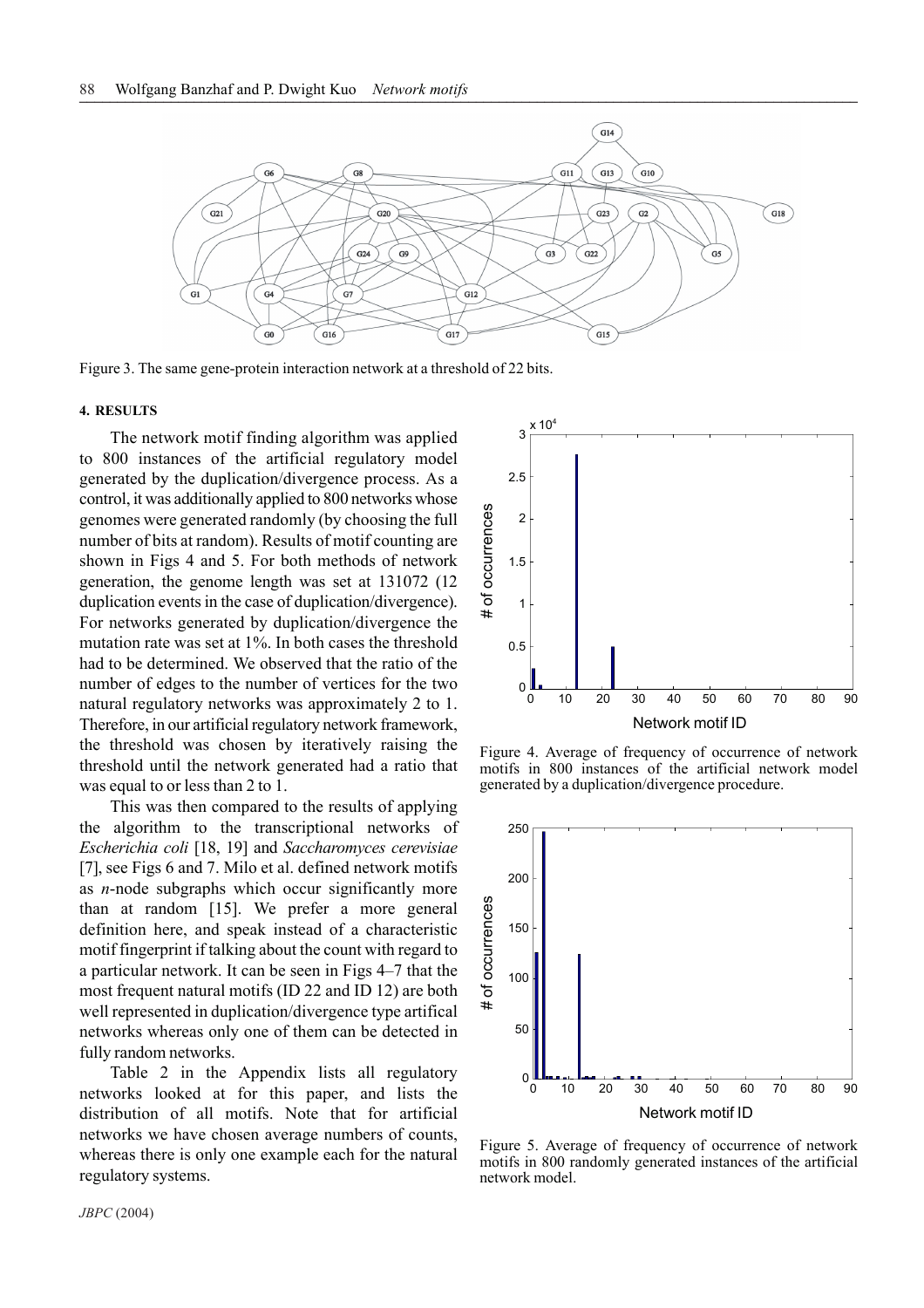Figure 3. The same gene-protein interaction network at a threshold of 22 bits.

### 4. RESULTS

The network motif finding algorithm was applied to 800 instances of the artificial regulatory model generated by the duplication/divergence process. As a control, it was additionally applied to 800 networks whose genomes were generated randomly (by choosing the full number of bits at random). Results of motif counting are shown in Figs 4 and 5. For both methods of network generation, the genome length was set at 131072 (12 duplication events in the case of duplication/divergence). For networks generated by duplication/divergence the mutation rate was set at 1%. In both cases the threshold had to be determined. We observed that the ratio of the number of edges to the number of vertices for the two natural regulatory networks was approximately 2 to 1. Therefore, in our artificial regulatory network framework, the threshold was chosen by iteratively raising the threshold until the network generated had a ratio that was equal to or less than 2 to 1.

This was then compared to the results of applying the algorithm to the transcriptional networks of *Escherichia coli* [18, 19] and *Saccharomyces cerevisiae* [7], see Figs 6 and 7. Milo et al. defined network motifs as *n*-node subgraphs which occur significantly more than at random [15]. We prefer a more general definition here, and speak instead of a characteristic motif fingerprint if talking about the count with regard to a particular network. It can be seen in Figs 4–7 that the most frequent natural motifs (ID 22 and ID 12) are both well represented in duplication/divergence type artifical networks whereas only one of them can be detected in fully random networks.

Table 2 in the Appendix lists all regulatory networks looked at for this paper, and lists the distribution of all motifs. Note that for artificial networks we have chosen average numbers of counts, whereas there is only one example each for the natural regulatory systems.

Figure 4. Average of frequency of occurrence of network motifs in 800 instances of the artificial network model generated by a duplication/divergence procedure.

Figure 5. Average of frequency of occurrence of network motifs in 800 randomly generated instances of the artificial network model.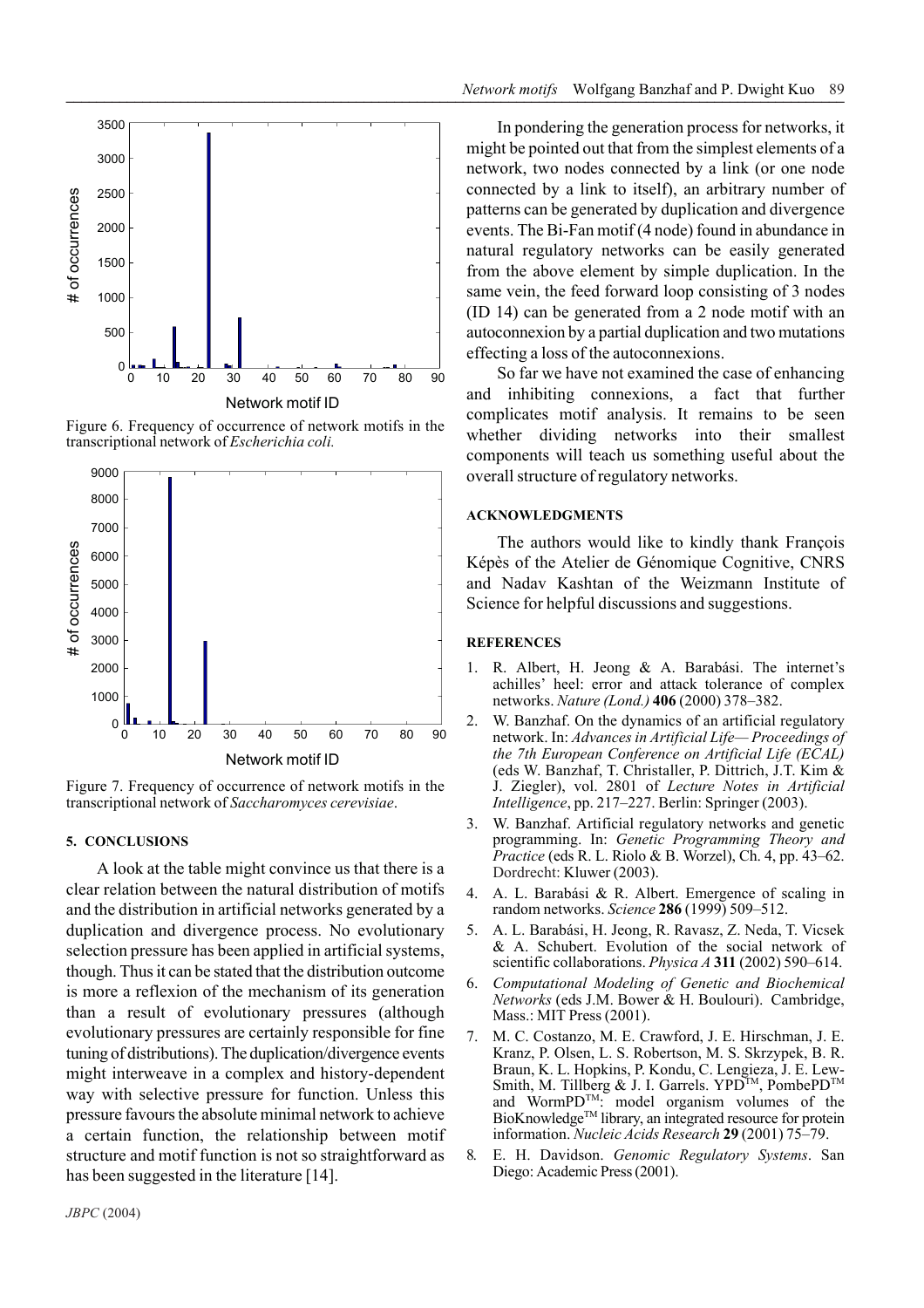Figure 6. Frequency of occurrence of network motifs in the transcriptional network of *Escherichia coli.*

Figure 7. Frequency of occurrence of network motifs in the transcriptional network of *Saccharomyces cerevisiae*.

## 5. CONCLUSIONS

A look at the table might convince us that there is a clear relation between the natural distribution of motifs and the distribution in artificial networks generated by a duplication and divergence process. No evolutionary selection pressure has been applied in artificial systems, though. Thus it can be stated that the distribution outcome is more a reflexion of the mechanism of its generation than a result of evolutionary pressures (although evolutionary pressures are certainly responsible for fine tuning of distributions). The duplication/divergence events might interweave in a complex and history-dependent way with selective pressure for function. Unless this pressure favours the absolute minimal network to achieve a certain function, the relationship between motif structure and motif function is not so straightforward as has been suggested in the literature [14].

In pondering the generation process for networks, it might be pointed out that from the simplest elements of a network, two nodes connected by a link (or one node connected by a link to itself), an arbitrary number of patterns can be generated by duplication and divergence events. The Bi-Fan motif (4 node) found in abundance in natural regulatory networks can be easily generated from the above element by simple duplication. In the same vein, the feed forward loop consisting of 3 nodes (ID 14) can be generated from a 2 node motif with an autoconnexion by a partial duplication and two mutations effecting a loss of the autoconnexions.

So far we have not examined the case of enhancing and inhibiting connexions, a fact that further complicates motif analysis. It remains to be seen whether dividing networks into their smallest components will teach us something useful about the overall structure of regulatory networks.

## ACKNOWLEDGMENTS

The authors would like to kindly thank François Képès of the Atelier de Génomique Cognitive, CNRS and Nadav Kashtan of the Weizmann Institute of Science for helpful discussions and suggestions.

## REFERENCES

1. R. Albert, H. Jeong & A. Barabási. The internet's achilles' heel: error and attack tolerance of complex networks. *Nature (Lond.)* **406** (2000) 378–382.
2. W. Banzhaf. On the dynamics of an artificial regulatory network. In: *Advances in Artificial Life— Proceedings of the 7th European Conference on Artificial Life (ECAL)* (eds W. Banzhaf, T. Christaller, P. Dittrich, J.T. Kim & J. Ziegler), vol. 2801 of *Lecture Notes in Artificial Intelligence*, pp. 217–227. Berlin: Springer (2003).
3. W. Banzhaf. Artificial regulatory networks and genetic programming. In: *Genetic Programming Theory and Practice* (eds R. L. Riolo & B. Worzel), Ch. 4, pp. 43–62. Dordrecht: Kluwer (2003).
4. A. L. Barabási & R. Albert. Emergence of scaling in random networks. *Science* **286** (1999) 509–512.
5. A. L. Barabási, H. Jeong, R. Ravasz, Z. Neda, T. Vicsek & A. Schubert. Evolution of the social network of scientific collaborations. *Physica A* **311** (2002) 590–614.
6. *Computational Modeling of Genetic and Biochemical Networks* (eds J.M. Bower & H. Boulouri). Cambridge, Mass.: MIT Press (2001).
7. M. C. Costanzo, M. E. Crawford, J. E. Hirschman, J. E. Kranz, P. Olsen, L. S. Robertson, M. S. Skrzypek, B. R. Braun, K. L. Hopkins, P. Kondu, C. Lengieza, J. E. Lew-Smith, M. Tillberg & J. I. Garrels. YPD™, PombePD™ and WormPD™: model organism volumes of the BioKnowledge™ library, an integrated resource for protein information. *Nucleic Acids Research* **29** (2001) 75–79.
8. E. H. Davidson. *Genomic Regulatory Systems*. San Diego: Academic Press (2001).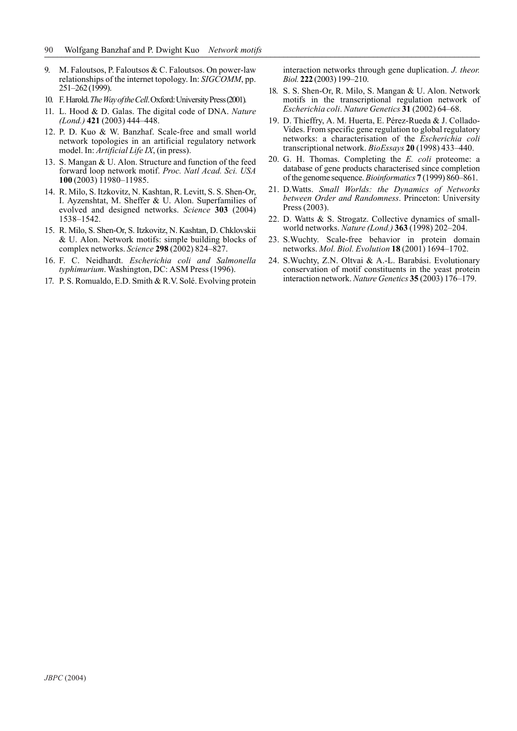9. M. Faloutsos, P. Faloutsos & C. Faloutsos. On power-law relationships of the internet topology. In: *SIGCOMM*, pp. 251–262 (1999).
10. F. Harold. *The Way of the Cell*. Oxford: University Press (2001).
11. L. Hood & D. Galas. The digital code of DNA. *Nature (Lond.)* **421** (2003) 444–448.
12. P. D. Kuo & W. Banzhaf. Scale-free and small world network topologies in an artificial regulatory network model. In: *Artificial Life IX*, (in press).
13. S. Mangan & U. Alon. Structure and function of the feed forward loop network motif. *Proc. Natl Acad. Sci. USA* **100** (2003) 11980–11985.
14. R. Milo, S. Itzkovitz, N. Kashtan, R. Levitt, S. S. Shen-Or, I. Ayzenshtat, M. Sheffer & U. Alon. Superfamilies of evolved and designed networks. *Science* **303** (2004) 1538–1542.
15. R. Milo, S. Shen-Or, S. Itzkovitz, N. Kashtan, D. Chklovskii & U. Alon. Network motifs: simple building blocks of complex networks. *Science* **298** (2002) 824–827.
16. F. C. Neidhardt. *Escherichia coli and Salmonella typhimurium*. Washington, DC: ASM Press (1996).
17. P. S. Romualdo, E.D. Smith & R.V. Solé. Evolving protein interaction networks through gene duplication. *J. theor. Biol.* **222** (2003) 199–210.
18. S. S. Shen-Or, R. Milo, S. Mangan & U. Alon. Network motifs in the transcriptional regulation network of *Escherichia coli*. *Nature Genetics* **31** (2002) 64–68.
19. D. Thieffry, A. M. Huerta, E. Pérez-Rueda & J. Collado-Vides. From specific gene regulation to global regulatory networks: a characterisation of the *Escherichia coli* transcriptional network. *BioEssays* **20** (1998) 433–440.
20. G. H. Thomas. Completing the *E. coli* proteome: a database of gene products characterised since completion of the genome sequence. *Bioinformatics* **7** (1999) 860–861.
21. D.Watts. *Small Worlds: the Dynamics of Networks between Order and Randomness*. Princeton: University Press (2003).
22. D. Watts & S. Strogatz. Collective dynamics of small-world networks. *Nature (Lond.)* **363** (1998) 202–204.
23. S.Wuchty. Scale-free behavior in protein domain networks. *Mol. Biol. Evolution* **18** (2001) 1694–1702.
24. S.Wuchty, Z.N. Oltvai & A.-L. Barabási. Evolutionary conservation of motif constituents in the yeast protein interaction network. *Nature Genetics* **35** (2003) 176–179.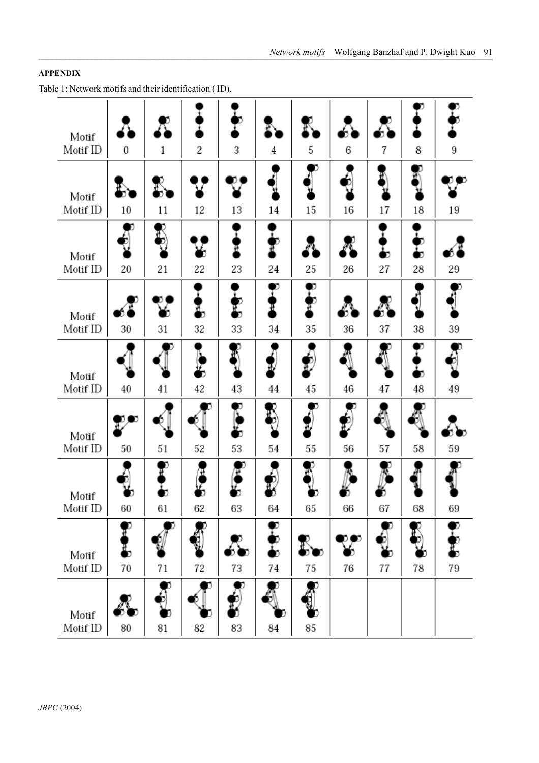**APPENDIX**

Table 1: Network motifs and their identification ( ID).

| Motif | | | | | | | | | | |
|---|---|---|---|---|---|---|---|---|---|---|
| Motif ID | 0 | 1 | 2 | 3 | 4 | 5 | 6 | 7 | 8 | 9 |
| Motif | | | | | | | | | | |
| Motif ID | 10 | 11 | 12 | 13 | 14 | 15 | 16 | 17 | 18 | 19 |
| Motif | | | | | | | | | | |
| Motif ID | 20 | 21 | 22 | 23 | 24 | 25 | 26 | 27 | 28 | 29 |
| Motif | | | | | | | | | | |
| Motif ID | 30 | 31 | 32 | 33 | 34 | 35 | 36 | 37 | 38 | 39 |
| Motif | | | | | | | | | | |
| Motif ID | 40 | 41 | 42 | 43 | 44 | 45 | 46 | 47 | 48 | 49 |
| Motif | | | | | | | | | | |
| Motif ID | 50 | 51 | 52 | 53 | 54 | 55 | 56 | 57 | 58 | 59 |
| Motif | | | | | | | | | | |
| Motif ID | 60 | 61 | 62 | 63 | 64 | 65 | 66 | 67 | 68 | 69 |
| Motif | | | | | | | | | | |
| Motif ID | 70 | 71 | 72 | 73 | 74 | 75 | 76 | 77 | 78 | 79 |
| Motif | | | | | | | | | | |
| Motif ID | 80 | 81 | 82 | 83 | 84 | 85 | | | | |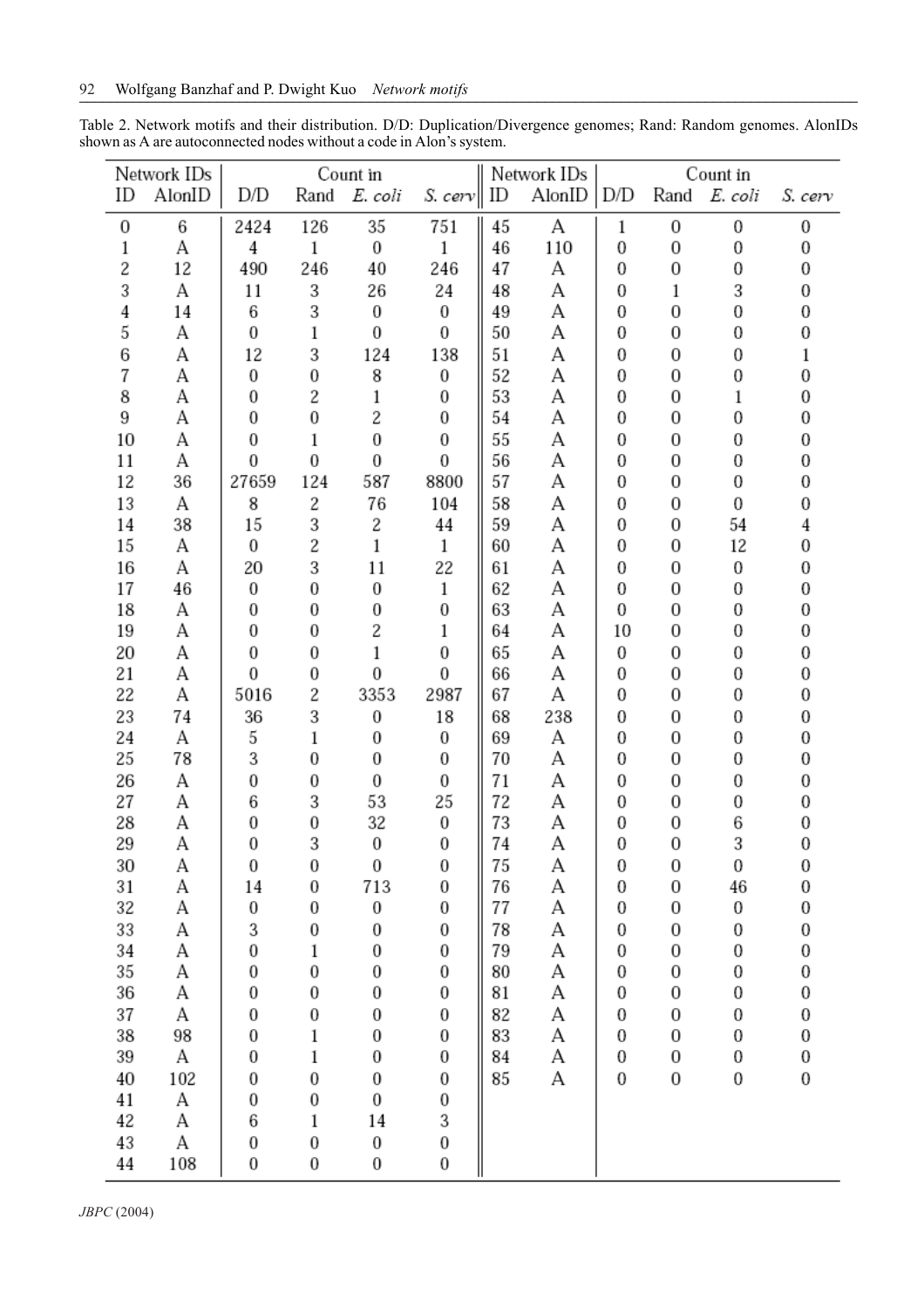Table 2. Network motifs and their distribution. D/D: Duplication/Divergence genomes; Rand: Random genomes. AlonIDs shown as A are autoconnected nodes without a code in Alon's system.

| Network IDs | | Count in | | | | Network IDs | | Count in | | | |
|---|---|---|---|---|---|---|---|---|---|---|---|
| ID | AlonID | D/D | Rand | *E. coli* | *S. cerv* | ID | AlonID | D/D | Rand | *E. coli* | *S. cerv* |
| 0 | 6 | 2424 | 126 | 35 | 751 | 45 | A | 1 | 0 | 0 | 0 |
| 1 | A | 4 | 1 | 0 | 1 | 46 | 110 | 0 | 0 | 0 | 0 |
| 2 | 12 | 490 | 246 | 40 | 246 | 47 | A | 0 | 0 | 0 | 0 |
| 3 | A | 11 | 3 | 26 | 24 | 48 | A | 0 | 1 | 3 | 0 |
| 4 | 14 | 6 | 3 | 0 | 0 | 49 | A | 0 | 0 | 0 | 0 |
| 5 | A | 0 | 1 | 0 | 0 | 50 | A | 0 | 0 | 0 | 0 |
| 6 | A | 12 | 3 | 124 | 138 | 51 | A | 0 | 0 | 0 | 1 |
| 7 | A | 0 | 0 | 8 | 0 | 52 | A | 0 | 0 | 0 | 0 |
| 8 | A | 0 | 2 | 1 | 0 | 53 | A | 0 | 0 | 1 | 0 |
| 9 | A | 0 | 0 | 2 | 0 | 54 | A | 0 | 0 | 0 | 0 |
| 10 | A | 0 | 1 | 0 | 0 | 55 | A | 0 | 0 | 0 | 0 |
| 11 | A | 0 | 0 | 0 | 0 | 56 | A | 0 | 0 | 0 | 0 |
| 12 | 36 | 27659 | 124 | 587 | 8800 | 57 | A | 0 | 0 | 0 | 0 |
| 13 | A | 8 | 2 | 76 | 104 | 58 | A | 0 | 0 | 0 | 0 |
| 14 | 38 | 15 | 3 | 2 | 44 | 59 | A | 0 | 0 | 54 | 4 |
| 15 | A | 0 | 2 | 1 | 1 | 60 | A | 0 | 0 | 12 | 0 |
| 16 | A | 20 | 3 | 11 | 22 | 61 | A | 0 | 0 | 0 | 0 |
| 17 | 46 | 0 | 0 | 0 | 1 | 62 | A | 0 | 0 | 0 | 0 |
| 18 | A | 0 | 0 | 0 | 0 | 63 | A | 0 | 0 | 0 | 0 |
| 19 | A | 0 | 0 | 2 | 1 | 64 | A | 10 | 0 | 0 | 0 |
| 20 | A | 0 | 0 | 1 | 0 | 65 | A | 0 | 0 | 0 | 0 |
| 21 | A | 0 | 0 | 0 | 0 | 66 | A | 0 | 0 | 0 | 0 |
| 22 | A | 5016 | 2 | 3353 | 2987 | 67 | A | 0 | 0 | 0 | 0 |
| 23 | 74 | 36 | 3 | 0 | 18 | 68 | 238 | 0 | 0 | 0 | 0 |
| 24 | A | 5 | 1 | 0 | 0 | 69 | A | 0 | 0 | 0 | 0 |
| 25 | 78 | 3 | 0 | 0 | 0 | 70 | A | 0 | 0 | 0 | 0 |
| 26 | A | 0 | 0 | 0 | 0 | 71 | A | 0 | 0 | 0 | 0 |
| 27 | A | 6 | 3 | 53 | 25 | 72 | A | 0 | 0 | 0 | 0 |
| 28 | A | 0 | 0 | 32 | 0 | 73 | A | 0 | 0 | 6 | 0 |
| 29 | A | 0 | 3 | 0 | 0 | 74 | A | 0 | 0 | 3 | 0 |
| 30 | A | 0 | 0 | 0 | 0 | 75 | A | 0 | 0 | 0 | 0 |
| 31 | A | 14 | 0 | 713 | 0 | 76 | A | 0 | 0 | 46 | 0 |
| 32 | A | 0 | 0 | 0 | 0 | 77 | A | 0 | 0 | 0 | 0 |
| 33 | A | 3 | 0 | 0 | 0 | 78 | A | 0 | 0 | 0 | 0 |
| 34 | A | 0 | 1 | 0 | 0 | 79 | A | 0 | 0 | 0 | 0 |
| 35 | A | 0 | 0 | 0 | 0 | 80 | A | 0 | 0 | 0 | 0 |
| 36 | A | 0 | 0 | 0 | 0 | 81 | A | 0 | 0 | 0 | 0 |
| 37 | A | 0 | 0 | 0 | 0 | 82 | A | 0 | 0 | 0 | 0 |
| 38 | 98 | 0 | 1 | 0 | 0 | 83 | A | 0 | 0 | 0 | 0 |
| 39 | A | 0 | 1 | 0 | 0 | 84 | A | 0 | 0 | 0 | 0 |
| 40 | 102 | 0 | 0 | 0 | 0 | 85 | A | 0 | 0 | 0 | 0 |
| 41 | A | 0 | 0 | 0 | 0 | | | | | | |
| 42 | A | 6 | 1 | 14 | 3 | | | | | | |
| 43 | A | 0 | 0 | 0 | 0 | | | | | | |
| 44 | 108 | 0 | 0 | 0 | 0 | | | | | | |